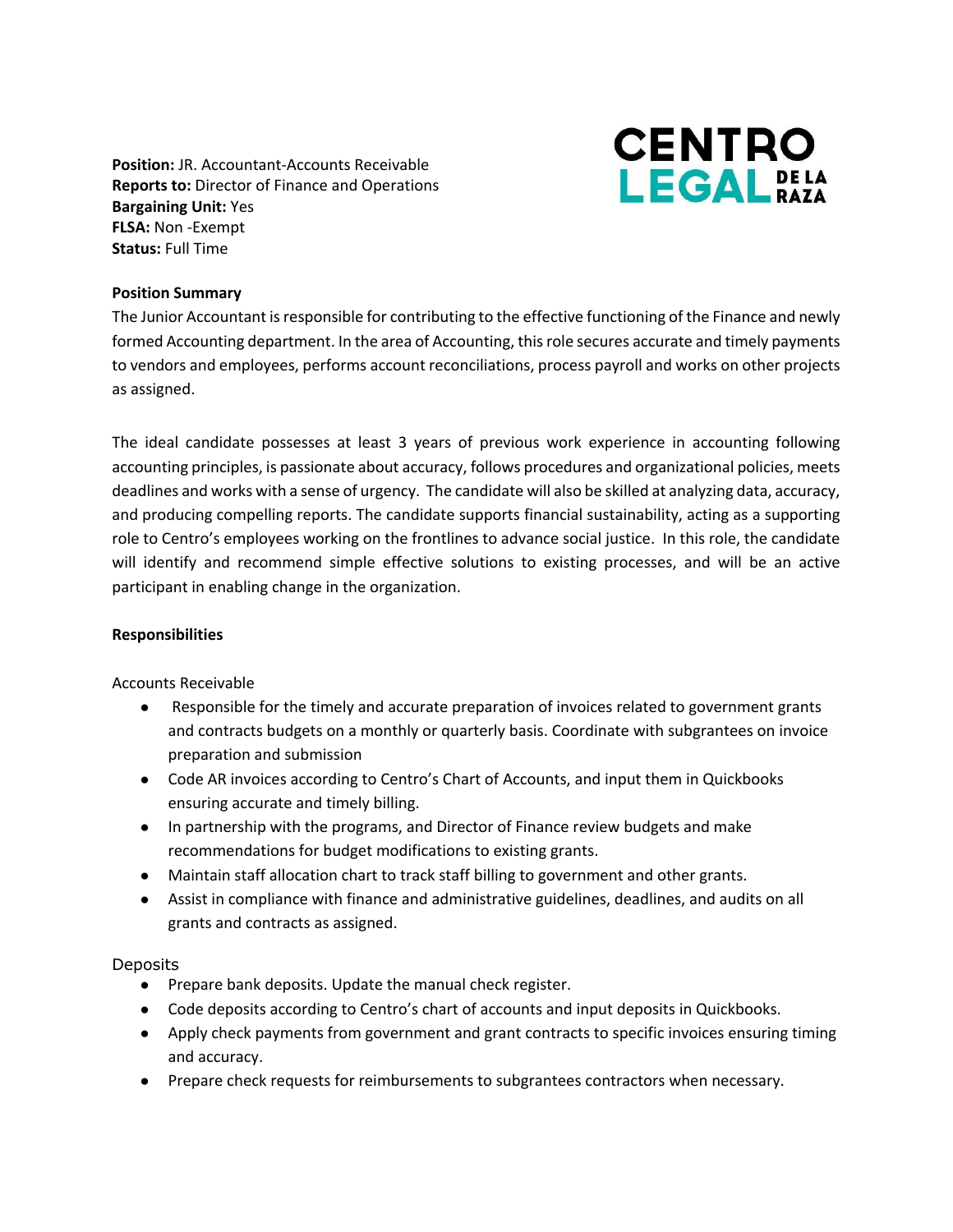**CENTRO LEGAL DE LA RAZA**

**Position:** JR. Accountant-Accounts Receivable
**Reports to:** Director of Finance and Operations
**Bargaining Unit:** Yes
**FLSA:** Non -Exempt
**Status:** Full Time

**Position Summary**

The Junior Accountant is responsible for contributing to the effective functioning of the Finance and newly formed Accounting department. In the area of Accounting, this role secures accurate and timely payments to vendors and employees, performs account reconciliations, process payroll and works on other projects as assigned.

The ideal candidate possesses at least 3 years of previous work experience in accounting following accounting principles, is passionate about accuracy, follows procedures and organizational policies, meets deadlines and works with a sense of urgency. The candidate will also be skilled at analyzing data, accuracy, and producing compelling reports. The candidate supports financial sustainability, acting as a supporting role to Centro's employees working on the frontlines to advance social justice. In this role, the candidate will identify and recommend simple effective solutions to existing processes, and will be an active participant in enabling change in the organization.

**Responsibilities**

Accounts Receivable

- Responsible for the timely and accurate preparation of invoices related to government grants and contracts budgets on a monthly or quarterly basis. Coordinate with subgrantees on invoice preparation and submission
- Code AR invoices according to Centro's Chart of Accounts, and input them in Quickbooks ensuring accurate and timely billing.
- In partnership with the programs, and Director of Finance review budgets and make recommendations for budget modifications to existing grants.
- Maintain staff allocation chart to track staff billing to government and other grants.
- Assist in compliance with finance and administrative guidelines, deadlines, and audits on all grants and contracts as assigned.

Deposits

- Prepare bank deposits. Update the manual check register.
- Code deposits according to Centro's chart of accounts and input deposits in Quickbooks.
- Apply check payments from government and grant contracts to specific invoices ensuring timing and accuracy.
- Prepare check requests for reimbursements to subgrantees contractors when necessary.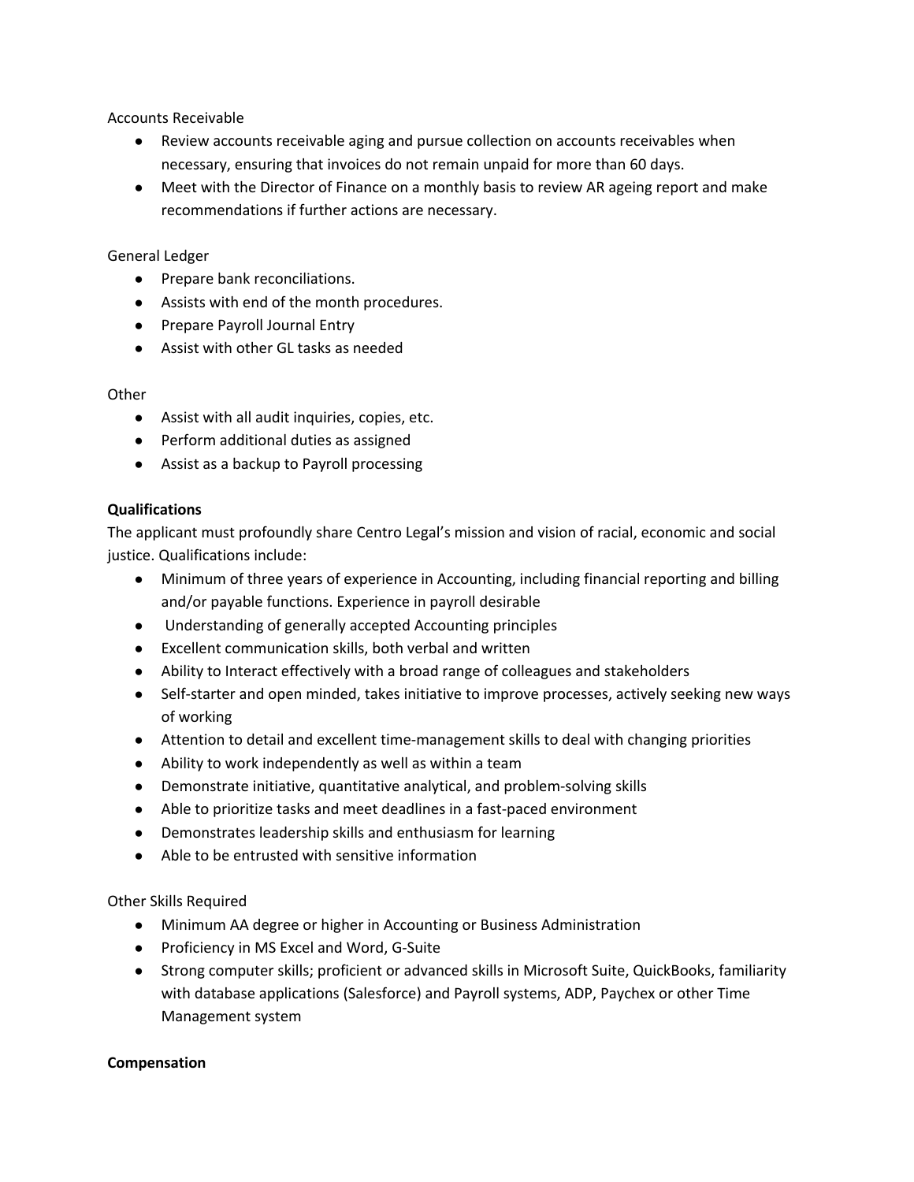Accounts Receivable

- Review accounts receivable aging and pursue collection on accounts receivables when necessary, ensuring that invoices do not remain unpaid for more than 60 days.
- Meet with the Director of Finance on a monthly basis to review AR ageing report and make recommendations if further actions are necessary.

General Ledger

- Prepare bank reconciliations.
- Assists with end of the month procedures.
- Prepare Payroll Journal Entry
- Assist with other GL tasks as needed

Other

- Assist with all audit inquiries, copies, etc.
- Perform additional duties as assigned
- Assist as a backup to Payroll processing

**Qualifications**

The applicant must profoundly share Centro Legal's mission and vision of racial, economic and social justice. Qualifications include:

- Minimum of three years of experience in Accounting, including financial reporting and billing and/or payable functions. Experience in payroll desirable
- Understanding of generally accepted Accounting principles
- Excellent communication skills, both verbal and written
- Ability to Interact effectively with a broad range of colleagues and stakeholders
- Self-starter and open minded, takes initiative to improve processes, actively seeking new ways of working
- Attention to detail and excellent time-management skills to deal with changing priorities
- Ability to work independently as well as within a team
- Demonstrate initiative, quantitative analytical, and problem-solving skills
- Able to prioritize tasks and meet deadlines in a fast-paced environment
- Demonstrates leadership skills and enthusiasm for learning
- Able to be entrusted with sensitive information

Other Skills Required

- Minimum AA degree or higher in Accounting or Business Administration
- Proficiency in MS Excel and Word, G-Suite
- Strong computer skills; proficient or advanced skills in Microsoft Suite, QuickBooks, familiarity with database applications (Salesforce) and Payroll systems, ADP, Paychex or other Time Management system

**Compensation**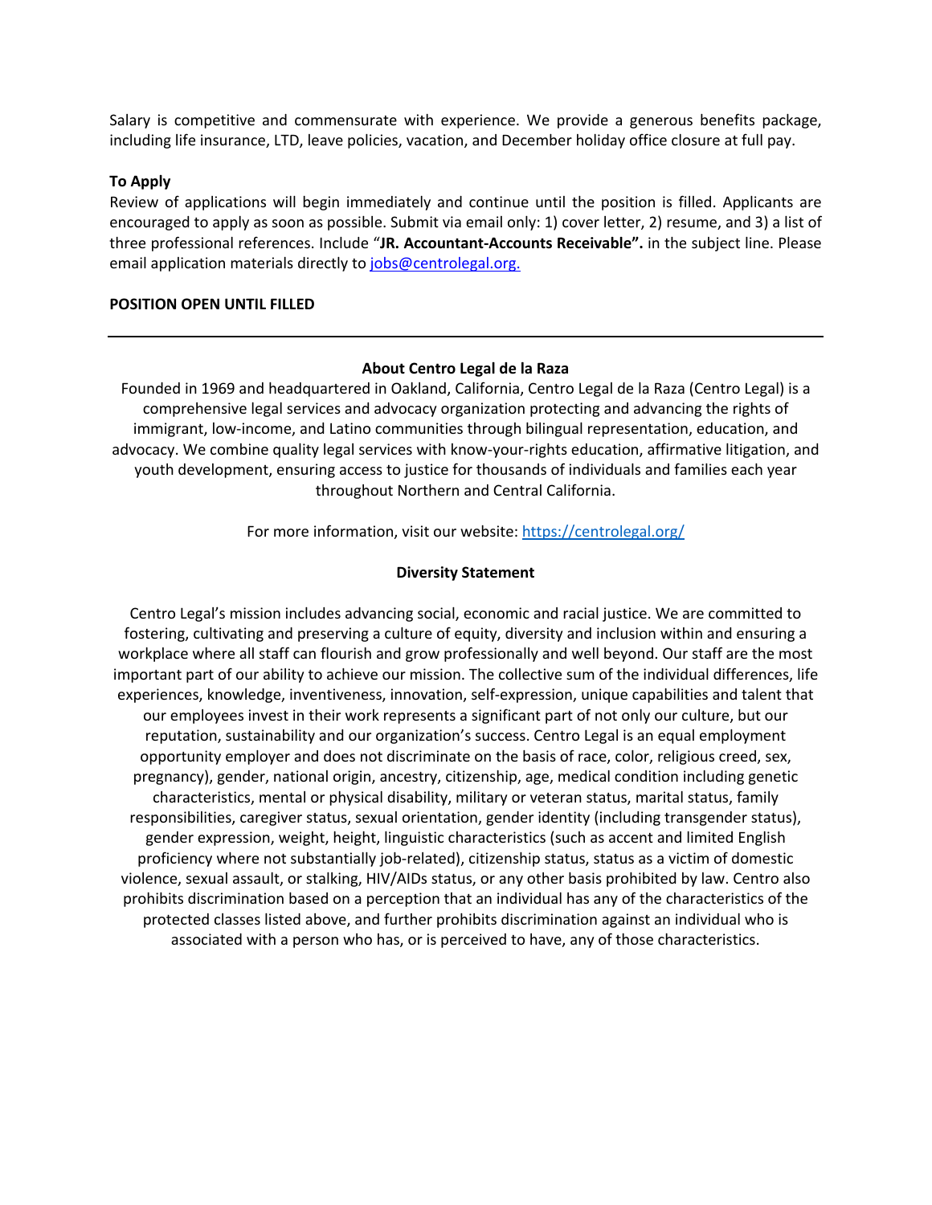Salary is competitive and commensurate with experience. We provide a generous benefits package, including life insurance, LTD, leave policies, vacation, and December holiday office closure at full pay.

**To Apply**

Review of applications will begin immediately and continue until the position is filled. Applicants are encouraged to apply as soon as possible. Submit via email only: 1) cover letter, 2) resume, and 3) a list of three professional references. Include "**JR. Accountant-Accounts Receivable".** in the subject line. Please email application materials directly to jobs@centrolegal.org.

**POSITION OPEN UNTIL FILLED**

---

**About Centro Legal de la Raza**

Founded in 1969 and headquartered in Oakland, California, Centro Legal de la Raza (Centro Legal) is a comprehensive legal services and advocacy organization protecting and advancing the rights of immigrant, low-income, and Latino communities through bilingual representation, education, and advocacy. We combine quality legal services with know-your-rights education, affirmative litigation, and youth development, ensuring access to justice for thousands of individuals and families each year throughout Northern and Central California.

For more information, visit our website: https://centrolegal.org/

**Diversity Statement**

Centro Legal's mission includes advancing social, economic and racial justice. We are committed to fostering, cultivating and preserving a culture of equity, diversity and inclusion within and ensuring a workplace where all staff can flourish and grow professionally and well beyond. Our staff are the most important part of our ability to achieve our mission. The collective sum of the individual differences, life experiences, knowledge, inventiveness, innovation, self-expression, unique capabilities and talent that our employees invest in their work represents a significant part of not only our culture, but our reputation, sustainability and our organization's success. Centro Legal is an equal employment opportunity employer and does not discriminate on the basis of race, color, religious creed, sex, pregnancy), gender, national origin, ancestry, citizenship, age, medical condition including genetic characteristics, mental or physical disability, military or veteran status, marital status, family responsibilities, caregiver status, sexual orientation, gender identity (including transgender status), gender expression, weight, height, linguistic characteristics (such as accent and limited English proficiency where not substantially job-related), citizenship status, status as a victim of domestic violence, sexual assault, or stalking, HIV/AIDs status, or any other basis prohibited by law. Centro also prohibits discrimination based on a perception that an individual has any of the characteristics of the protected classes listed above, and further prohibits discrimination against an individual who is associated with a person who has, or is perceived to have, any of those characteristics.